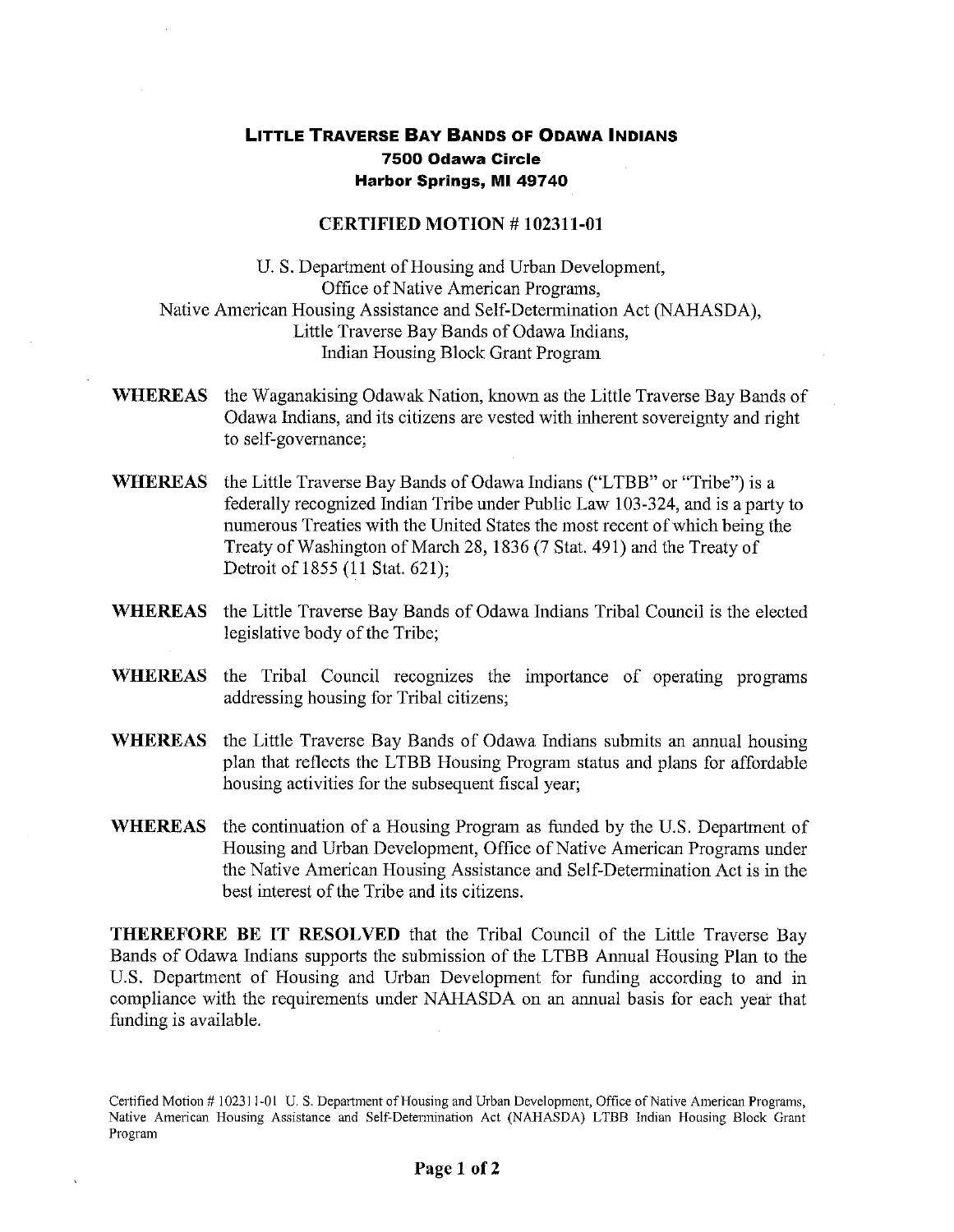**LITTLE TRAVERSE BAY BANDS OF ODAWA INDIANS**
**7500 Odawa Circle**
**Harbor Springs, MI 49740**

**CERTIFIED MOTION # 102311-01**

U. S. Department of Housing and Urban Development,
Office of Native American Programs,
Native American Housing Assistance and Self-Determination Act (NAHASDA),
Little Traverse Bay Bands of Odawa Indians,
Indian Housing Block Grant Program

**WHEREAS** the Waganakising Odawak Nation, known as the Little Traverse Bay Bands of Odawa Indians, and its citizens are vested with inherent sovereignty and right to self-governance;

**WHEREAS** the Little Traverse Bay Bands of Odawa Indians ("LTBB" or "Tribe") is a federally recognized Indian Tribe under Public Law 103-324, and is a party to numerous Treaties with the United States the most recent of which being the Treaty of Washington of March 28, 1836 (7 Stat. 491) and the Treaty of Detroit of 1855 (11 Stat. 621);

**WHEREAS** the Little Traverse Bay Bands of Odawa Indians Tribal Council is the elected legislative body of the Tribe;

**WHEREAS** the Tribal Council recognizes the importance of operating programs addressing housing for Tribal citizens;

**WHEREAS** the Little Traverse Bay Bands of Odawa Indians submits an annual housing plan that reflects the LTBB Housing Program status and plans for affordable housing activities for the subsequent fiscal year;

**WHEREAS** the continuation of a Housing Program as funded by the U.S. Department of Housing and Urban Development, Office of Native American Programs under the Native American Housing Assistance and Self-Determination Act is in the best interest of the Tribe and its citizens.

**THEREFORE BE IT RESOLVED** that the Tribal Council of the Little Traverse Bay Bands of Odawa Indians supports the submission of the LTBB Annual Housing Plan to the U.S. Department of Housing and Urban Development for funding according to and in compliance with the requirements under NAHASDA on an annual basis for each year that funding is available.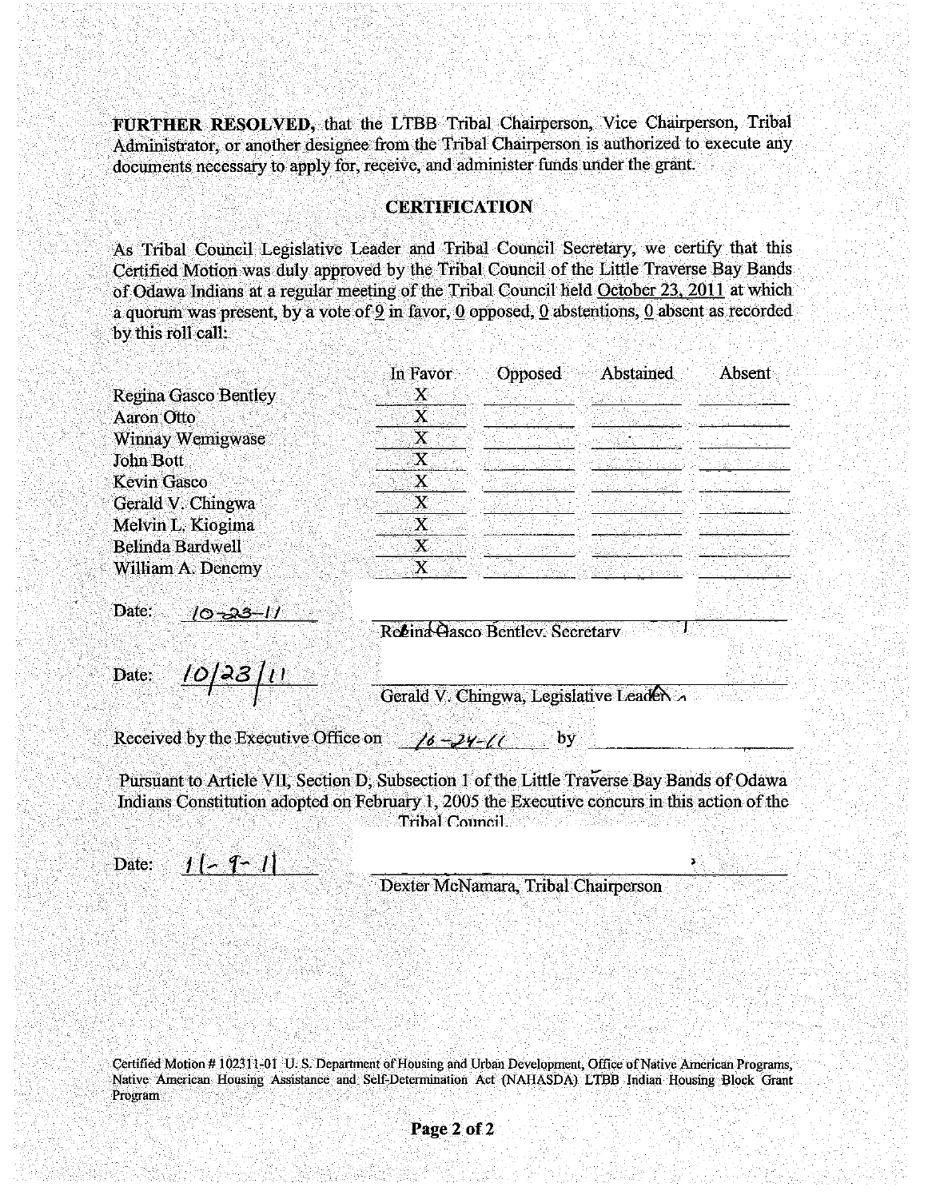**FURTHER RESOLVED,** that the LTBB Tribal Chairperson, Vice Chairperson, Tribal Administrator, or another designee from the Tribal Chairperson is authorized to execute any documents necessary to apply for, receive, and administer funds under the grant.

## CERTIFICATION

As Tribal Council Legislative Leader and Tribal Council Secretary, we certify that this Certified Motion was duly approved by the Tribal Council of the Little Traverse Bay Bands of Odawa Indians at a regular meeting of the Tribal Council held October 23, 2011 at which a quorum was present, by a vote of 9 in favor, 0 opposed, 0 abstentions, 0 absent as recorded by this roll call:

| | In Favor | Opposed | Abstained | Absent |
|---|---|---|---|---|
| Regina Gasco Bentley | X | | | |
| Aaron Otto | X | | | |
| Winnay Wemigwase | X | | | |
| John Bott | X | | | |
| Kevin Gasco | X | | | |
| Gerald V. Chingwa | X | | | |
| Melvin L. Kiogima | X | | | |
| Belinda Bardwell | X | | | |
| William A. Denemy | X | | | |

Date: 10-23-11 ______________________________
Regina Gasco Bentley, Secretary

Date: 10/23/11 ______________________________
Gerald V. Chingwa, Legislative Leader

Received by the Executive Office on 10-24-11 by ______________________

Pursuant to Article VII, Section D, Subsection 1 of the Little Traverse Bay Bands of Odawa Indians Constitution adopted on February 1, 2005 the Executive concurs in this action of the Tribal Council.

Date: 11-9-11 ______________________________
Dexter McNamara, Tribal Chairperson

Certified Motion # 102311-01 U. S. Department of Housing and Urban Development, Office of Native American Programs, Native American Housing Assistance and Self-Determination Act (NAHASDA) LTBB Indian Housing Block Grant Program